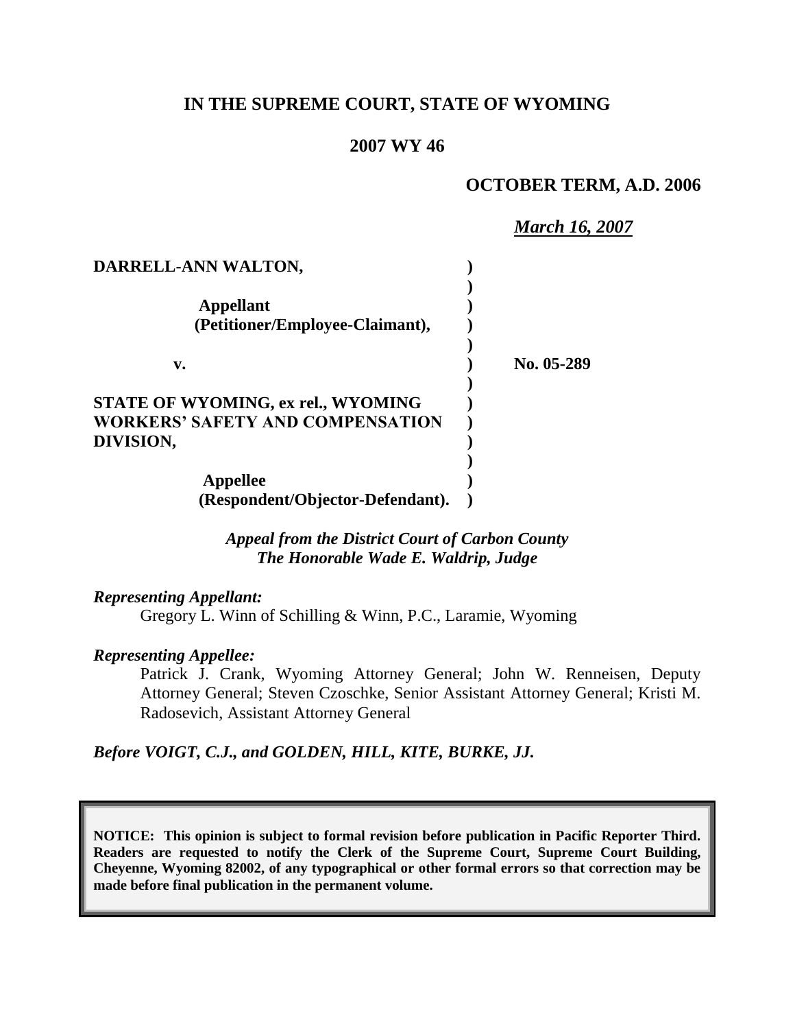# IN THE SUPREME COURT, STATE OF WYOMING

## 2007 WY 46

**OCTOBER TERM, A.D. 2006**

***March 16, 2007***

**DARRELL-ANN WALTON,**

**Appellant (Petitioner/Employee-Claimant),**

**v.**

**No. 05-289**

**STATE OF WYOMING, ex rel., WYOMING WORKERS' SAFETY AND COMPENSATION DIVISION,**

**Appellee (Respondent/Objector-Defendant).**

***Appeal from the District Court of Carbon County***
***The Honorable Wade E. Waldrip, Judge***

***Representing Appellant:***

Gregory L. Winn of Schilling & Winn, P.C., Laramie, Wyoming

***Representing Appellee:***

Patrick J. Crank, Wyoming Attorney General; John W. Renneisen, Deputy Attorney General; Steven Czoschke, Senior Assistant Attorney General; Kristi M. Radosevich, Assistant Attorney General

***Before VOIGT, C.J., and GOLDEN, HILL, KITE, BURKE, JJ.***

**NOTICE: This opinion is subject to formal revision before publication in Pacific Reporter Third. Readers are requested to notify the Clerk of the Supreme Court, Supreme Court Building, Cheyenne, Wyoming 82002, of any typographical or other formal errors so that correction may be made before final publication in the permanent volume.**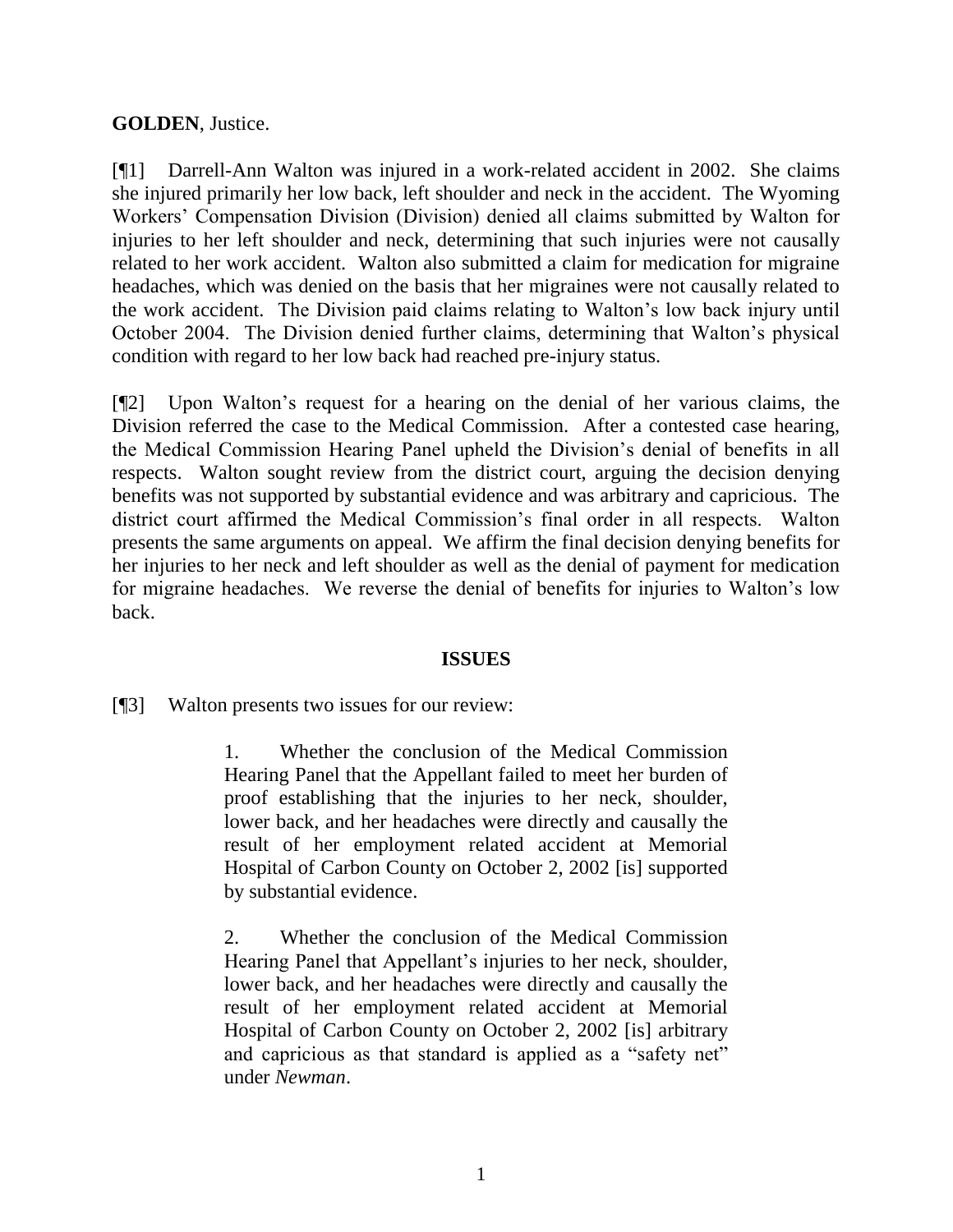**GOLDEN**, Justice.

[¶1] Darrell-Ann Walton was injured in a work-related accident in 2002. She claims she injured primarily her low back, left shoulder and neck in the accident. The Wyoming Workers' Compensation Division (Division) denied all claims submitted by Walton for injuries to her left shoulder and neck, determining that such injuries were not causally related to her work accident. Walton also submitted a claim for medication for migraine headaches, which was denied on the basis that her migraines were not causally related to the work accident. The Division paid claims relating to Walton's low back injury until October 2004. The Division denied further claims, determining that Walton's physical condition with regard to her low back had reached pre-injury status.

[¶2] Upon Walton's request for a hearing on the denial of her various claims, the Division referred the case to the Medical Commission. After a contested case hearing, the Medical Commission Hearing Panel upheld the Division's denial of benefits in all respects. Walton sought review from the district court, arguing the decision denying benefits was not supported by substantial evidence and was arbitrary and capricious. The district court affirmed the Medical Commission's final order in all respects. Walton presents the same arguments on appeal. We affirm the final decision denying benefits for her injuries to her neck and left shoulder as well as the denial of payment for medication for migraine headaches. We reverse the denial of benefits for injuries to Walton's low back.

## ISSUES

[¶3] Walton presents two issues for our review:

> 1. Whether the conclusion of the Medical Commission Hearing Panel that the Appellant failed to meet her burden of proof establishing that the injuries to her neck, shoulder, lower back, and her headaches were directly and causally the result of her employment related accident at Memorial Hospital of Carbon County on October 2, 2002 [is] supported by substantial evidence.
>
> 2. Whether the conclusion of the Medical Commission Hearing Panel that Appellant's injuries to her neck, shoulder, lower back, and her headaches were directly and causally the result of her employment related accident at Memorial Hospital of Carbon County on October 2, 2002 [is] arbitrary and capricious as that standard is applied as a "safety net" under *Newman*.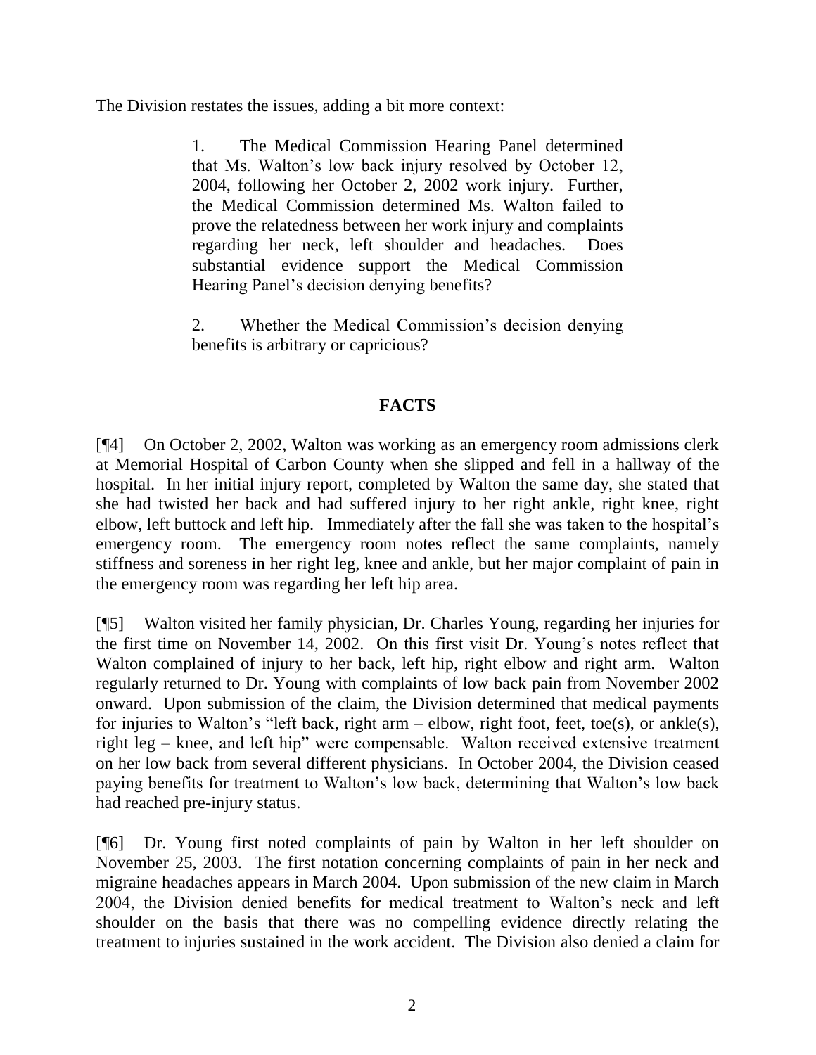The Division restates the issues, adding a bit more context:

> 1. The Medical Commission Hearing Panel determined that Ms. Walton's low back injury resolved by October 12, 2004, following her October 2, 2002 work injury. Further, the Medical Commission determined Ms. Walton failed to prove the relatedness between her work injury and complaints regarding her neck, left shoulder and headaches. Does substantial evidence support the Medical Commission Hearing Panel's decision denying benefits?
>
> 2. Whether the Medical Commission's decision denying benefits is arbitrary or capricious?

## FACTS

[¶4] On October 2, 2002, Walton was working as an emergency room admissions clerk at Memorial Hospital of Carbon County when she slipped and fell in a hallway of the hospital. In her initial injury report, completed by Walton the same day, she stated that she had twisted her back and had suffered injury to her right ankle, right knee, right elbow, left buttock and left hip. Immediately after the fall she was taken to the hospital's emergency room. The emergency room notes reflect the same complaints, namely stiffness and soreness in her right leg, knee and ankle, but her major complaint of pain in the emergency room was regarding her left hip area.

[¶5] Walton visited her family physician, Dr. Charles Young, regarding her injuries for the first time on November 14, 2002. On this first visit Dr. Young's notes reflect that Walton complained of injury to her back, left hip, right elbow and right arm. Walton regularly returned to Dr. Young with complaints of low back pain from November 2002 onward. Upon submission of the claim, the Division determined that medical payments for injuries to Walton's "left back, right arm – elbow, right foot, feet, toe(s), or ankle(s), right leg – knee, and left hip" were compensable. Walton received extensive treatment on her low back from several different physicians. In October 2004, the Division ceased paying benefits for treatment to Walton's low back, determining that Walton's low back had reached pre-injury status.

[¶6] Dr. Young first noted complaints of pain by Walton in her left shoulder on November 25, 2003. The first notation concerning complaints of pain in her neck and migraine headaches appears in March 2004. Upon submission of the new claim in March 2004, the Division denied benefits for medical treatment to Walton's neck and left shoulder on the basis that there was no compelling evidence directly relating the treatment to injuries sustained in the work accident. The Division also denied a claim for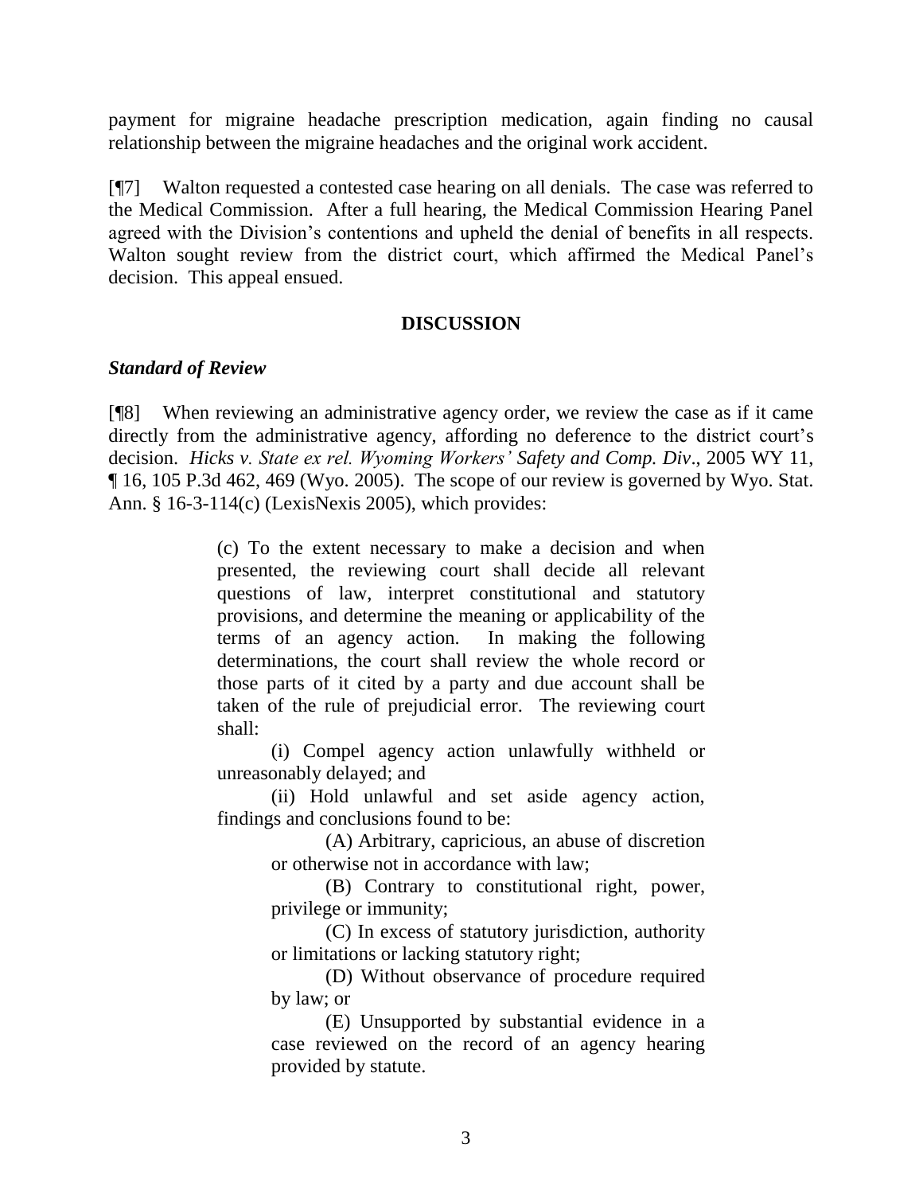payment for migraine headache prescription medication, again finding no causal relationship between the migraine headaches and the original work accident.

[¶7] Walton requested a contested case hearing on all denials. The case was referred to the Medical Commission. After a full hearing, the Medical Commission Hearing Panel agreed with the Division's contentions and upheld the denial of benefits in all respects. Walton sought review from the district court, which affirmed the Medical Panel's decision. This appeal ensued.

## DISCUSSION

### *Standard of Review*

[¶8] When reviewing an administrative agency order, we review the case as if it came directly from the administrative agency, affording no deference to the district court's decision. *Hicks v. State ex rel. Wyoming Workers' Safety and Comp. Div*., 2005 WY 11, ¶ 16, 105 P.3d 462, 469 (Wyo. 2005). The scope of our review is governed by Wyo. Stat. Ann. § 16-3-114(c) (LexisNexis 2005), which provides:

> (c) To the extent necessary to make a decision and when presented, the reviewing court shall decide all relevant questions of law, interpret constitutional and statutory provisions, and determine the meaning or applicability of the terms of an agency action. In making the following determinations, the court shall review the whole record or those parts of it cited by a party and due account shall be taken of the rule of prejudicial error. The reviewing court shall:
>
> (i) Compel agency action unlawfully withheld or unreasonably delayed; and
>
> (ii) Hold unlawful and set aside agency action, findings and conclusions found to be:
>
> (A) Arbitrary, capricious, an abuse of discretion or otherwise not in accordance with law;
>
> (B) Contrary to constitutional right, power, privilege or immunity;
>
> (C) In excess of statutory jurisdiction, authority or limitations or lacking statutory right;
>
> (D) Without observance of procedure required by law; or
>
> (E) Unsupported by substantial evidence in a case reviewed on the record of an agency hearing provided by statute.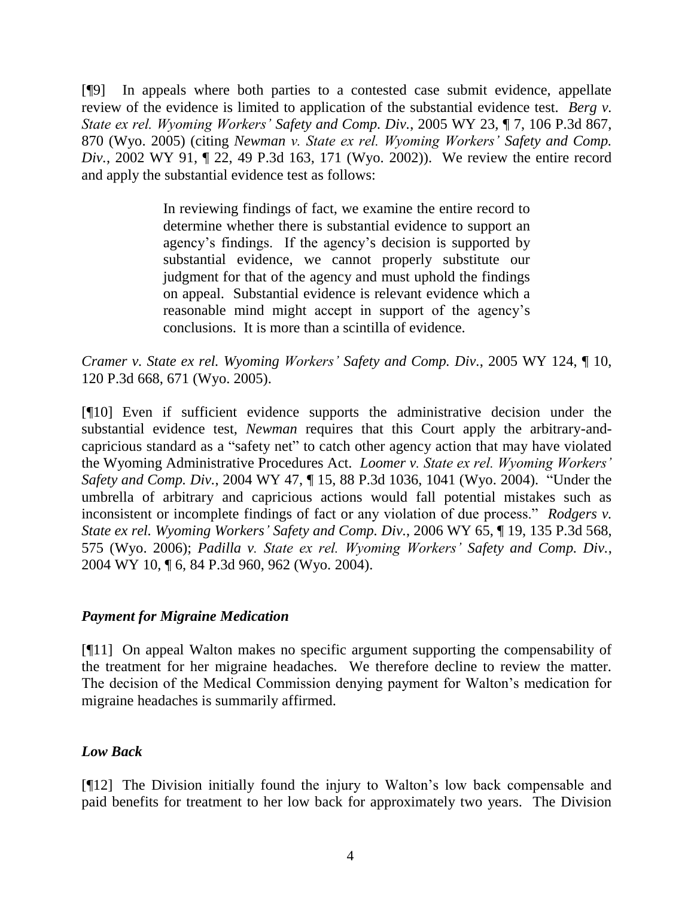[¶9] In appeals where both parties to a contested case submit evidence, appellate review of the evidence is limited to application of the substantial evidence test. *Berg v. State ex rel. Wyoming Workers' Safety and Comp. Div.*, 2005 WY 23, ¶ 7, 106 P.3d 867, 870 (Wyo. 2005) (citing *Newman v. State ex rel. Wyoming Workers' Safety and Comp. Div.*, 2002 WY 91, ¶ 22, 49 P.3d 163, 171 (Wyo. 2002)). We review the entire record and apply the substantial evidence test as follows:

> In reviewing findings of fact, we examine the entire record to determine whether there is substantial evidence to support an agency's findings. If the agency's decision is supported by substantial evidence, we cannot properly substitute our judgment for that of the agency and must uphold the findings on appeal. Substantial evidence is relevant evidence which a reasonable mind might accept in support of the agency's conclusions. It is more than a scintilla of evidence.

*Cramer v. State ex rel. Wyoming Workers' Safety and Comp. Div.*, 2005 WY 124, ¶ 10, 120 P.3d 668, 671 (Wyo. 2005).

[¶10] Even if sufficient evidence supports the administrative decision under the substantial evidence test, *Newman* requires that this Court apply the arbitrary-and-capricious standard as a "safety net" to catch other agency action that may have violated the Wyoming Administrative Procedures Act. *Loomer v. State ex rel. Wyoming Workers' Safety and Comp. Div.*, 2004 WY 47, ¶ 15, 88 P.3d 1036, 1041 (Wyo. 2004). "Under the umbrella of arbitrary and capricious actions would fall potential mistakes such as inconsistent or incomplete findings of fact or any violation of due process." *Rodgers v. State ex rel. Wyoming Workers' Safety and Comp. Div.*, 2006 WY 65, ¶ 19, 135 P.3d 568, 575 (Wyo. 2006); *Padilla v. State ex rel. Wyoming Workers' Safety and Comp. Div.*, 2004 WY 10, ¶ 6, 84 P.3d 960, 962 (Wyo. 2004).

### *Payment for Migraine Medication*

[¶11] On appeal Walton makes no specific argument supporting the compensability of the treatment for her migraine headaches. We therefore decline to review the matter. The decision of the Medical Commission denying payment for Walton's medication for migraine headaches is summarily affirmed.

### *Low Back*

[¶12] The Division initially found the injury to Walton's low back compensable and paid benefits for treatment to her low back for approximately two years. The Division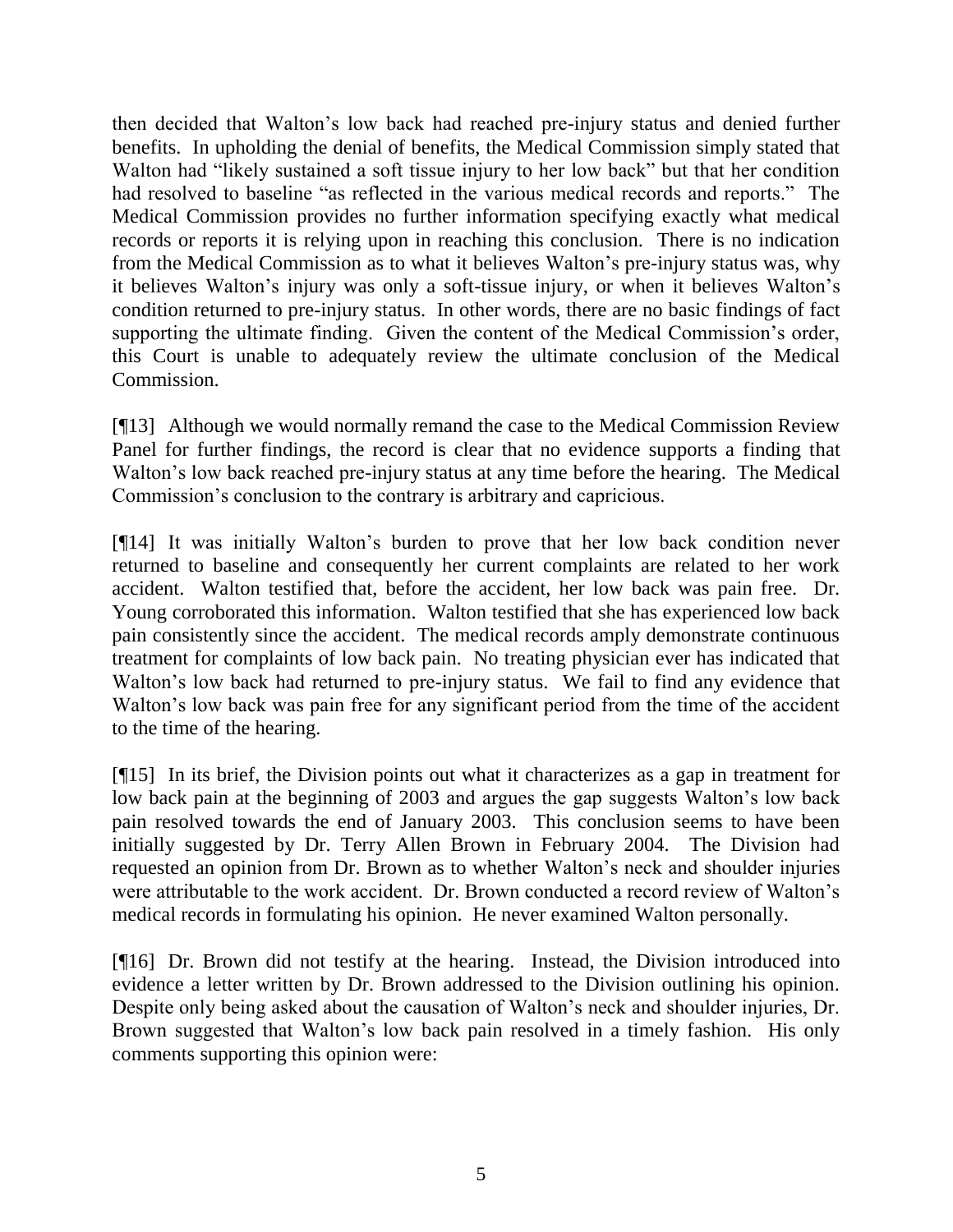then decided that Walton's low back had reached pre-injury status and denied further benefits. In upholding the denial of benefits, the Medical Commission simply stated that Walton had "likely sustained a soft tissue injury to her low back" but that her condition had resolved to baseline "as reflected in the various medical records and reports." The Medical Commission provides no further information specifying exactly what medical records or reports it is relying upon in reaching this conclusion. There is no indication from the Medical Commission as to what it believes Walton's pre-injury status was, why it believes Walton's injury was only a soft-tissue injury, or when it believes Walton's condition returned to pre-injury status. In other words, there are no basic findings of fact supporting the ultimate finding. Given the content of the Medical Commission's order, this Court is unable to adequately review the ultimate conclusion of the Medical Commission.

[¶13] Although we would normally remand the case to the Medical Commission Review Panel for further findings, the record is clear that no evidence supports a finding that Walton's low back reached pre-injury status at any time before the hearing. The Medical Commission's conclusion to the contrary is arbitrary and capricious.

[¶14] It was initially Walton's burden to prove that her low back condition never returned to baseline and consequently her current complaints are related to her work accident. Walton testified that, before the accident, her low back was pain free. Dr. Young corroborated this information. Walton testified that she has experienced low back pain consistently since the accident. The medical records amply demonstrate continuous treatment for complaints of low back pain. No treating physician ever has indicated that Walton's low back had returned to pre-injury status. We fail to find any evidence that Walton's low back was pain free for any significant period from the time of the accident to the time of the hearing.

[¶15] In its brief, the Division points out what it characterizes as a gap in treatment for low back pain at the beginning of 2003 and argues the gap suggests Walton's low back pain resolved towards the end of January 2003. This conclusion seems to have been initially suggested by Dr. Terry Allen Brown in February 2004. The Division had requested an opinion from Dr. Brown as to whether Walton's neck and shoulder injuries were attributable to the work accident. Dr. Brown conducted a record review of Walton's medical records in formulating his opinion. He never examined Walton personally.

[¶16] Dr. Brown did not testify at the hearing. Instead, the Division introduced into evidence a letter written by Dr. Brown addressed to the Division outlining his opinion. Despite only being asked about the causation of Walton's neck and shoulder injuries, Dr. Brown suggested that Walton's low back pain resolved in a timely fashion. His only comments supporting this opinion were: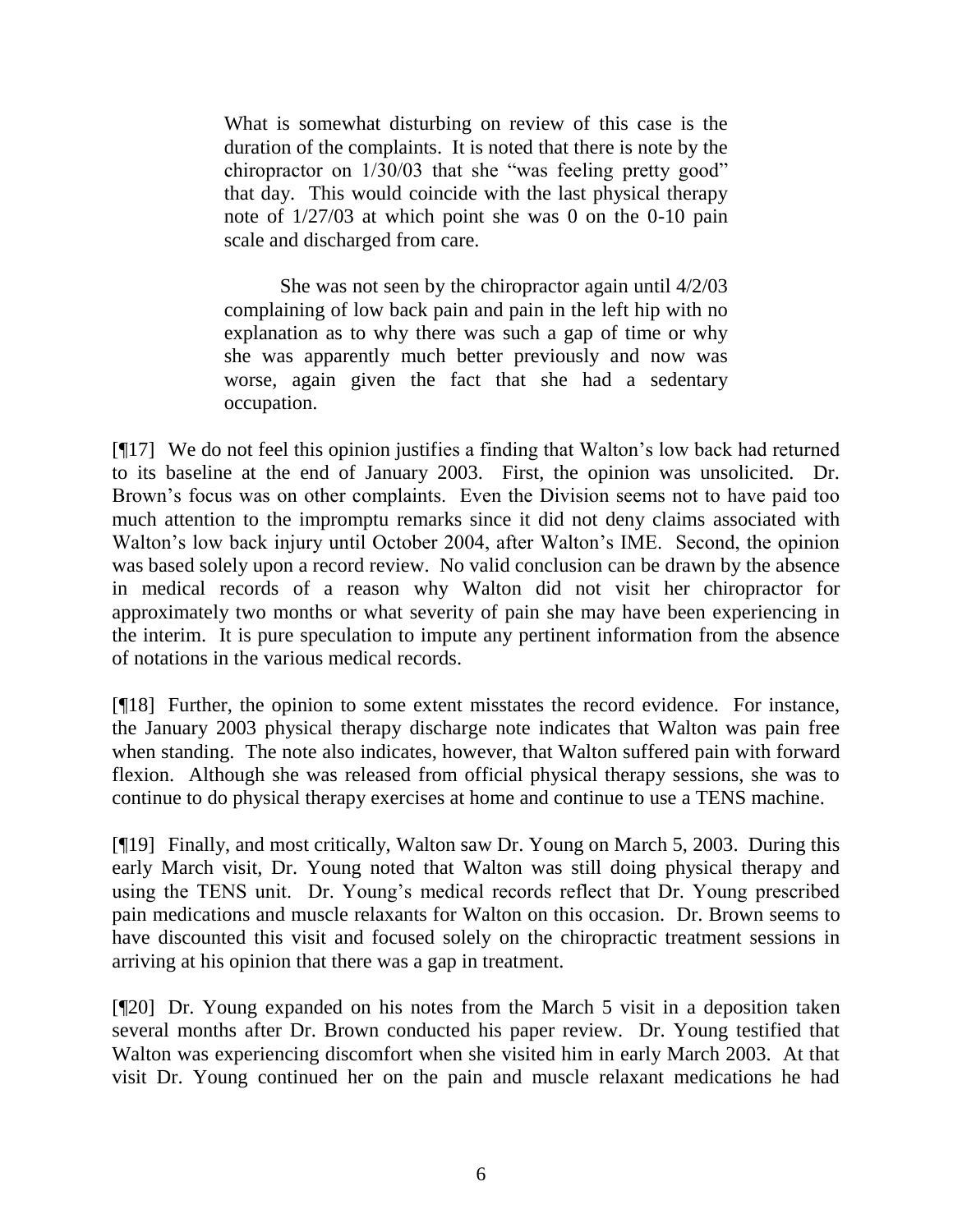> What is somewhat disturbing on review of this case is the duration of the complaints. It is noted that there is note by the chiropractor on 1/30/03 that she "was feeling pretty good" that day. This would coincide with the last physical therapy note of 1/27/03 at which point she was 0 on the 0-10 pain scale and discharged from care.
>
> She was not seen by the chiropractor again until 4/2/03 complaining of low back pain and pain in the left hip with no explanation as to why there was such a gap of time or why she was apparently much better previously and now was worse, again given the fact that she had a sedentary occupation.

[¶17] We do not feel this opinion justifies a finding that Walton's low back had returned to its baseline at the end of January 2003. First, the opinion was unsolicited. Dr. Brown's focus was on other complaints. Even the Division seems not to have paid too much attention to the impromptu remarks since it did not deny claims associated with Walton's low back injury until October 2004, after Walton's IME. Second, the opinion was based solely upon a record review. No valid conclusion can be drawn by the absence in medical records of a reason why Walton did not visit her chiropractor for approximately two months or what severity of pain she may have been experiencing in the interim. It is pure speculation to impute any pertinent information from the absence of notations in the various medical records.

[¶18] Further, the opinion to some extent misstates the record evidence. For instance, the January 2003 physical therapy discharge note indicates that Walton was pain free when standing. The note also indicates, however, that Walton suffered pain with forward flexion. Although she was released from official physical therapy sessions, she was to continue to do physical therapy exercises at home and continue to use a TENS machine.

[¶19] Finally, and most critically, Walton saw Dr. Young on March 5, 2003. During this early March visit, Dr. Young noted that Walton was still doing physical therapy and using the TENS unit. Dr. Young's medical records reflect that Dr. Young prescribed pain medications and muscle relaxants for Walton on this occasion. Dr. Brown seems to have discounted this visit and focused solely on the chiropractic treatment sessions in arriving at his opinion that there was a gap in treatment.

[¶20] Dr. Young expanded on his notes from the March 5 visit in a deposition taken several months after Dr. Brown conducted his paper review. Dr. Young testified that Walton was experiencing discomfort when she visited him in early March 2003. At that visit Dr. Young continued her on the pain and muscle relaxant medications he had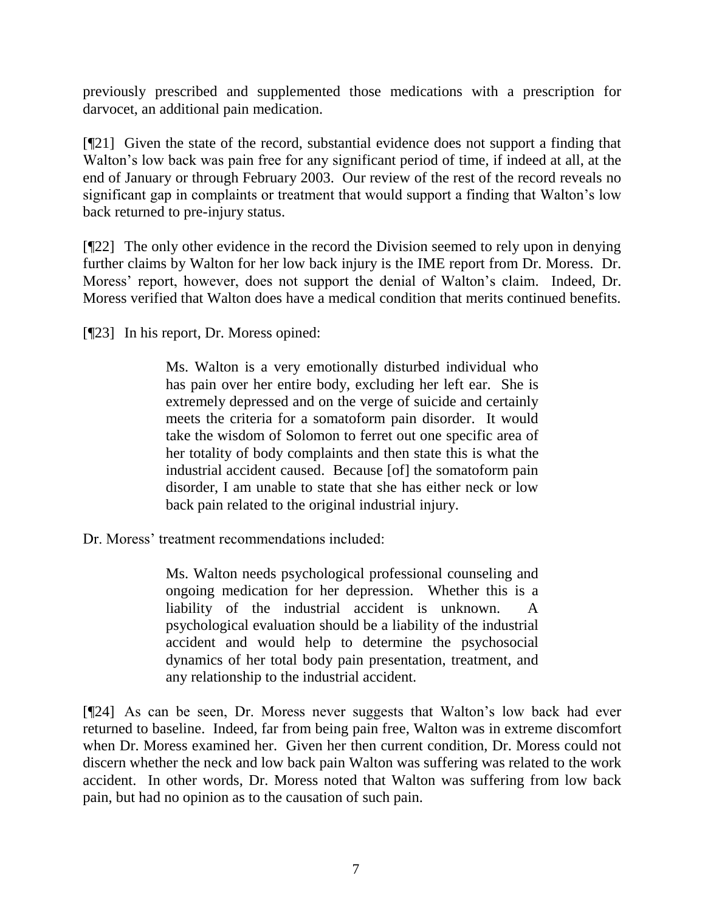previously prescribed and supplemented those medications with a prescription for darvocet, an additional pain medication.

[¶21] Given the state of the record, substantial evidence does not support a finding that Walton's low back was pain free for any significant period of time, if indeed at all, at the end of January or through February 2003. Our review of the rest of the record reveals no significant gap in complaints or treatment that would support a finding that Walton's low back returned to pre-injury status.

[¶22] The only other evidence in the record the Division seemed to rely upon in denying further claims by Walton for her low back injury is the IME report from Dr. Moress. Dr. Moress' report, however, does not support the denial of Walton's claim. Indeed, Dr. Moress verified that Walton does have a medical condition that merits continued benefits.

[¶23] In his report, Dr. Moress opined:

> Ms. Walton is a very emotionally disturbed individual who has pain over her entire body, excluding her left ear. She is extremely depressed and on the verge of suicide and certainly meets the criteria for a somatoform pain disorder. It would take the wisdom of Solomon to ferret out one specific area of her totality of body complaints and then state this is what the industrial accident caused. Because [of] the somatoform pain disorder, I am unable to state that she has either neck or low back pain related to the original industrial injury.

Dr. Moress' treatment recommendations included:

> Ms. Walton needs psychological professional counseling and ongoing medication for her depression. Whether this is a liability of the industrial accident is unknown. A psychological evaluation should be a liability of the industrial accident and would help to determine the psychosocial dynamics of her total body pain presentation, treatment, and any relationship to the industrial accident.

[¶24] As can be seen, Dr. Moress never suggests that Walton's low back had ever returned to baseline. Indeed, far from being pain free, Walton was in extreme discomfort when Dr. Moress examined her. Given her then current condition, Dr. Moress could not discern whether the neck and low back pain Walton was suffering was related to the work accident. In other words, Dr. Moress noted that Walton was suffering from low back pain, but had no opinion as to the causation of such pain.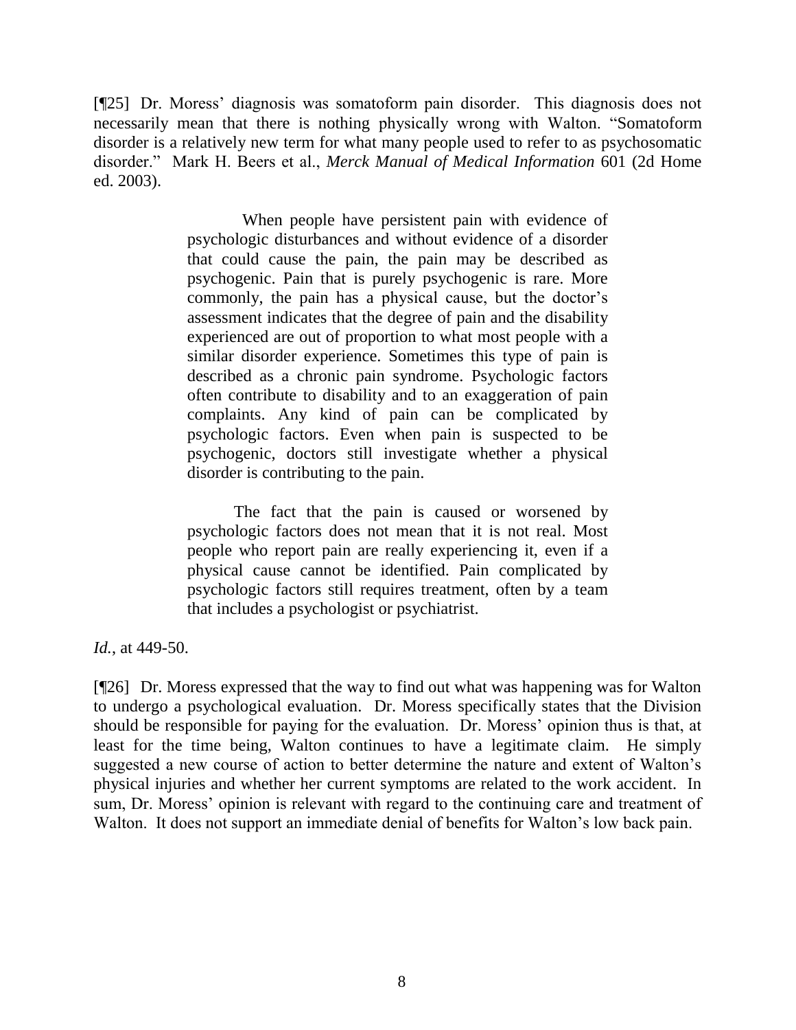[¶25] Dr. Moress' diagnosis was somatoform pain disorder. This diagnosis does not necessarily mean that there is nothing physically wrong with Walton. "Somatoform disorder is a relatively new term for what many people used to refer to as psychosomatic disorder." Mark H. Beers et al., *Merck Manual of Medical Information* 601 (2d Home ed. 2003).

> When people have persistent pain with evidence of psychologic disturbances and without evidence of a disorder that could cause the pain, the pain may be described as psychogenic. Pain that is purely psychogenic is rare. More commonly, the pain has a physical cause, but the doctor's assessment indicates that the degree of pain and the disability experienced are out of proportion to what most people with a similar disorder experience. Sometimes this type of pain is described as a chronic pain syndrome. Psychologic factors often contribute to disability and to an exaggeration of pain complaints. Any kind of pain can be complicated by psychologic factors. Even when pain is suspected to be psychogenic, doctors still investigate whether a physical disorder is contributing to the pain.
>
> The fact that the pain is caused or worsened by psychologic factors does not mean that it is not real. Most people who report pain are really experiencing it, even if a physical cause cannot be identified. Pain complicated by psychologic factors still requires treatment, often by a team that includes a psychologist or psychiatrist.

*Id.*, at 449-50.

[¶26] Dr. Moress expressed that the way to find out what was happening was for Walton to undergo a psychological evaluation. Dr. Moress specifically states that the Division should be responsible for paying for the evaluation. Dr. Moress' opinion thus is that, at least for the time being, Walton continues to have a legitimate claim. He simply suggested a new course of action to better determine the nature and extent of Walton's physical injuries and whether her current symptoms are related to the work accident. In sum, Dr. Moress' opinion is relevant with regard to the continuing care and treatment of Walton. It does not support an immediate denial of benefits for Walton's low back pain.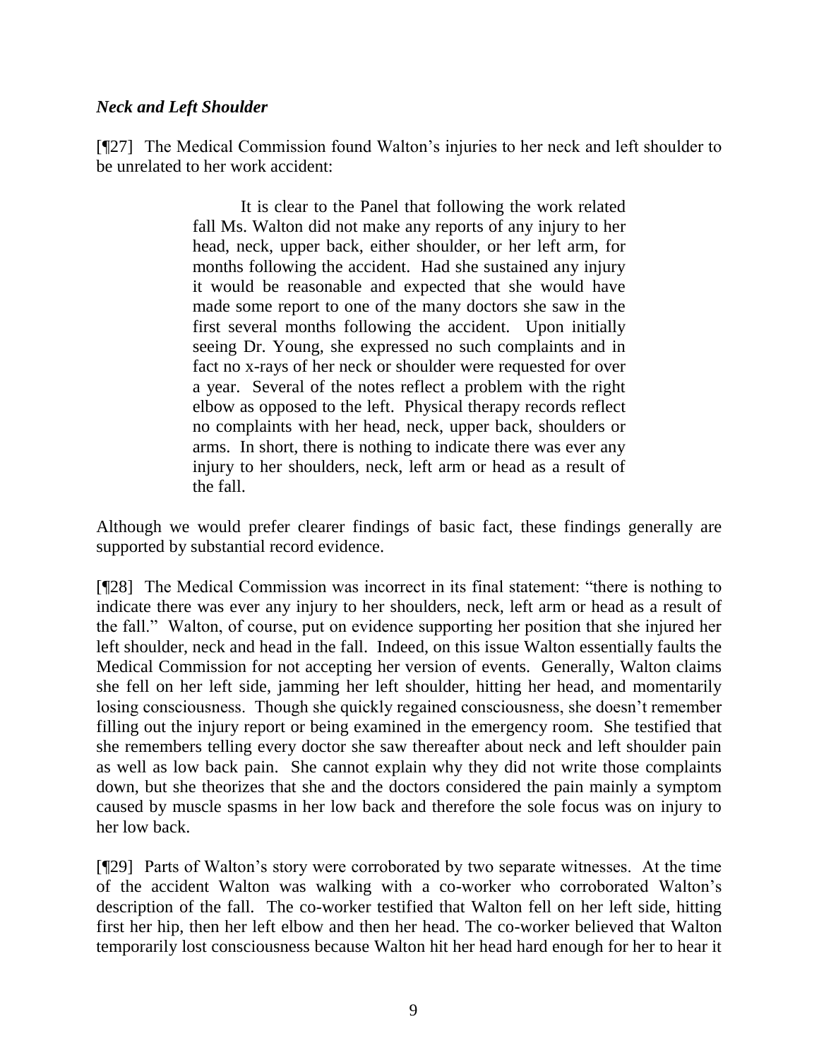### *Neck and Left Shoulder*

[¶27] The Medical Commission found Walton's injuries to her neck and left shoulder to be unrelated to her work accident:

> It is clear to the Panel that following the work related fall Ms. Walton did not make any reports of any injury to her head, neck, upper back, either shoulder, or her left arm, for months following the accident. Had she sustained any injury it would be reasonable and expected that she would have made some report to one of the many doctors she saw in the first several months following the accident. Upon initially seeing Dr. Young, she expressed no such complaints and in fact no x-rays of her neck or shoulder were requested for over a year. Several of the notes reflect a problem with the right elbow as opposed to the left. Physical therapy records reflect no complaints with her head, neck, upper back, shoulders or arms. In short, there is nothing to indicate there was ever any injury to her shoulders, neck, left arm or head as a result of the fall.

Although we would prefer clearer findings of basic fact, these findings generally are supported by substantial record evidence.

[¶28] The Medical Commission was incorrect in its final statement: "there is nothing to indicate there was ever any injury to her shoulders, neck, left arm or head as a result of the fall." Walton, of course, put on evidence supporting her position that she injured her left shoulder, neck and head in the fall. Indeed, on this issue Walton essentially faults the Medical Commission for not accepting her version of events. Generally, Walton claims she fell on her left side, jamming her left shoulder, hitting her head, and momentarily losing consciousness. Though she quickly regained consciousness, she doesn't remember filling out the injury report or being examined in the emergency room. She testified that she remembers telling every doctor she saw thereafter about neck and left shoulder pain as well as low back pain. She cannot explain why they did not write those complaints down, but she theorizes that she and the doctors considered the pain mainly a symptom caused by muscle spasms in her low back and therefore the sole focus was on injury to her low back.

[¶29] Parts of Walton's story were corroborated by two separate witnesses. At the time of the accident Walton was walking with a co-worker who corroborated Walton's description of the fall. The co-worker testified that Walton fell on her left side, hitting first her hip, then her left elbow and then her head. The co-worker believed that Walton temporarily lost consciousness because Walton hit her head hard enough for her to hear it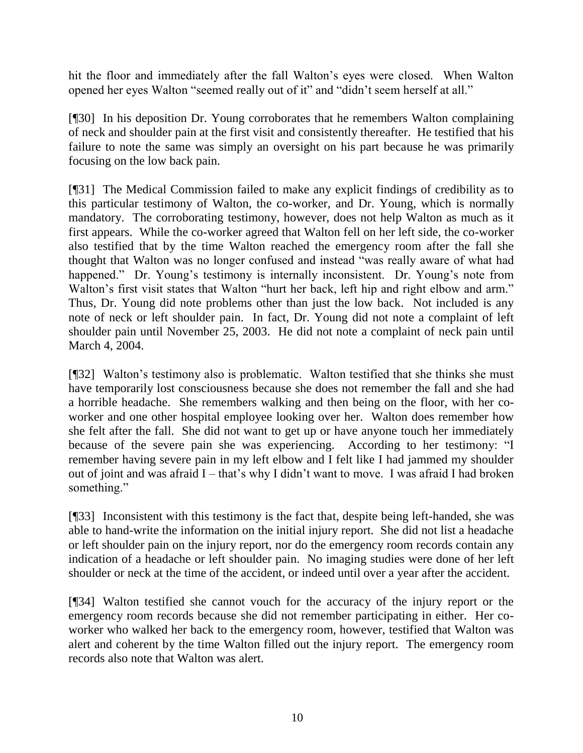hit the floor and immediately after the fall Walton's eyes were closed. When Walton opened her eyes Walton "seemed really out of it" and "didn't seem herself at all."

[¶30] In his deposition Dr. Young corroborates that he remembers Walton complaining of neck and shoulder pain at the first visit and consistently thereafter. He testified that his failure to note the same was simply an oversight on his part because he was primarily focusing on the low back pain.

[¶31] The Medical Commission failed to make any explicit findings of credibility as to this particular testimony of Walton, the co-worker, and Dr. Young, which is normally mandatory. The corroborating testimony, however, does not help Walton as much as it first appears. While the co-worker agreed that Walton fell on her left side, the co-worker also testified that by the time Walton reached the emergency room after the fall she thought that Walton was no longer confused and instead "was really aware of what had happened." Dr. Young's testimony is internally inconsistent. Dr. Young's note from Walton's first visit states that Walton "hurt her back, left hip and right elbow and arm." Thus, Dr. Young did note problems other than just the low back. Not included is any note of neck or left shoulder pain. In fact, Dr. Young did not note a complaint of left shoulder pain until November 25, 2003. He did not note a complaint of neck pain until March 4, 2004.

[¶32] Walton's testimony also is problematic. Walton testified that she thinks she must have temporarily lost consciousness because she does not remember the fall and she had a horrible headache. She remembers walking and then being on the floor, with her co-worker and one other hospital employee looking over her. Walton does remember how she felt after the fall. She did not want to get up or have anyone touch her immediately because of the severe pain she was experiencing. According to her testimony: "I remember having severe pain in my left elbow and I felt like I had jammed my shoulder out of joint and was afraid I – that's why I didn't want to move. I was afraid I had broken something."

[¶33] Inconsistent with this testimony is the fact that, despite being left-handed, she was able to hand-write the information on the initial injury report. She did not list a headache or left shoulder pain on the injury report, nor do the emergency room records contain any indication of a headache or left shoulder pain. No imaging studies were done of her left shoulder or neck at the time of the accident, or indeed until over a year after the accident.

[¶34] Walton testified she cannot vouch for the accuracy of the injury report or the emergency room records because she did not remember participating in either. Her co-worker who walked her back to the emergency room, however, testified that Walton was alert and coherent by the time Walton filled out the injury report. The emergency room records also note that Walton was alert.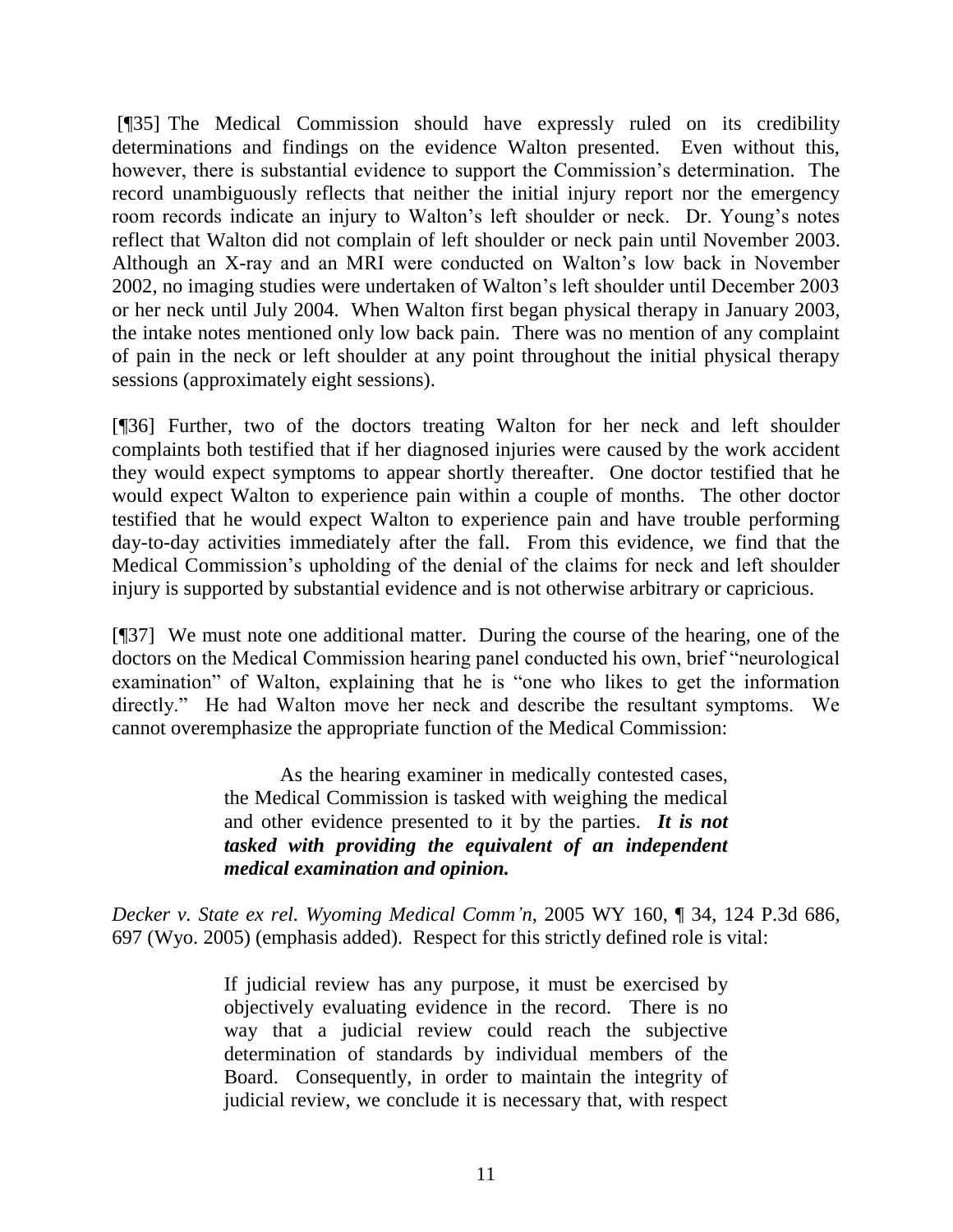[¶35] The Medical Commission should have expressly ruled on its credibility determinations and findings on the evidence Walton presented. Even without this, however, there is substantial evidence to support the Commission's determination. The record unambiguously reflects that neither the initial injury report nor the emergency room records indicate an injury to Walton's left shoulder or neck. Dr. Young's notes reflect that Walton did not complain of left shoulder or neck pain until November 2003. Although an X-ray and an MRI were conducted on Walton's low back in November 2002, no imaging studies were undertaken of Walton's left shoulder until December 2003 or her neck until July 2004. When Walton first began physical therapy in January 2003, the intake notes mentioned only low back pain. There was no mention of any complaint of pain in the neck or left shoulder at any point throughout the initial physical therapy sessions (approximately eight sessions).

[¶36] Further, two of the doctors treating Walton for her neck and left shoulder complaints both testified that if her diagnosed injuries were caused by the work accident they would expect symptoms to appear shortly thereafter. One doctor testified that he would expect Walton to experience pain within a couple of months. The other doctor testified that he would expect Walton to experience pain and have trouble performing day-to-day activities immediately after the fall. From this evidence, we find that the Medical Commission's upholding of the denial of the claims for neck and left shoulder injury is supported by substantial evidence and is not otherwise arbitrary or capricious.

[¶37] We must note one additional matter. During the course of the hearing, one of the doctors on the Medical Commission hearing panel conducted his own, brief "neurological examination" of Walton, explaining that he is "one who likes to get the information directly." He had Walton move her neck and describe the resultant symptoms. We cannot overemphasize the appropriate function of the Medical Commission:

> As the hearing examiner in medically contested cases, the Medical Commission is tasked with weighing the medical and other evidence presented to it by the parties. ***It is not tasked with providing the equivalent of an independent medical examination and opinion.***

*Decker v. State ex rel. Wyoming Medical Comm'n*, 2005 WY 160, ¶ 34, 124 P.3d 686, 697 (Wyo. 2005) (emphasis added). Respect for this strictly defined role is vital:

> If judicial review has any purpose, it must be exercised by objectively evaluating evidence in the record. There is no way that a judicial review could reach the subjective determination of standards by individual members of the Board. Consequently, in order to maintain the integrity of judicial review, we conclude it is necessary that, with respect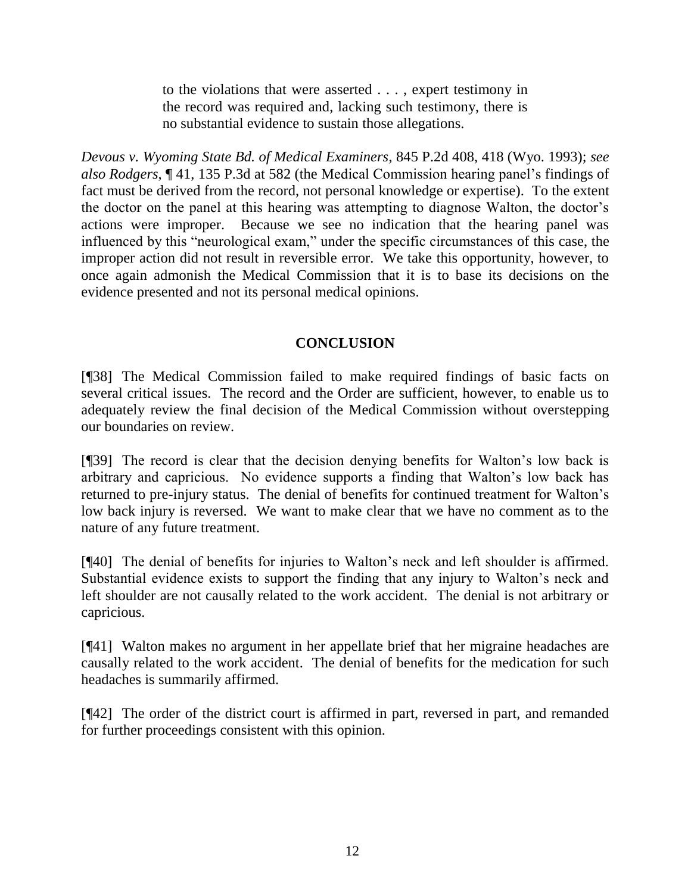> to the violations that were asserted . . . , expert testimony in the record was required and, lacking such testimony, there is no substantial evidence to sustain those allegations.

*Devous v. Wyoming State Bd. of Medical Examiners*, 845 P.2d 408, 418 (Wyo. 1993); *see also Rodgers*, ¶ 41, 135 P.3d at 582 (the Medical Commission hearing panel's findings of fact must be derived from the record, not personal knowledge or expertise). To the extent the doctor on the panel at this hearing was attempting to diagnose Walton, the doctor's actions were improper. Because we see no indication that the hearing panel was influenced by this "neurological exam," under the specific circumstances of this case, the improper action did not result in reversible error. We take this opportunity, however, to once again admonish the Medical Commission that it is to base its decisions on the evidence presented and not its personal medical opinions.

## CONCLUSION

[¶38] The Medical Commission failed to make required findings of basic facts on several critical issues. The record and the Order are sufficient, however, to enable us to adequately review the final decision of the Medical Commission without overstepping our boundaries on review.

[¶39] The record is clear that the decision denying benefits for Walton's low back is arbitrary and capricious. No evidence supports a finding that Walton's low back has returned to pre-injury status. The denial of benefits for continued treatment for Walton's low back injury is reversed. We want to make clear that we have no comment as to the nature of any future treatment.

[¶40] The denial of benefits for injuries to Walton's neck and left shoulder is affirmed. Substantial evidence exists to support the finding that any injury to Walton's neck and left shoulder are not causally related to the work accident. The denial is not arbitrary or capricious.

[¶41] Walton makes no argument in her appellate brief that her migraine headaches are causally related to the work accident. The denial of benefits for the medication for such headaches is summarily affirmed.

[¶42] The order of the district court is affirmed in part, reversed in part, and remanded for further proceedings consistent with this opinion.